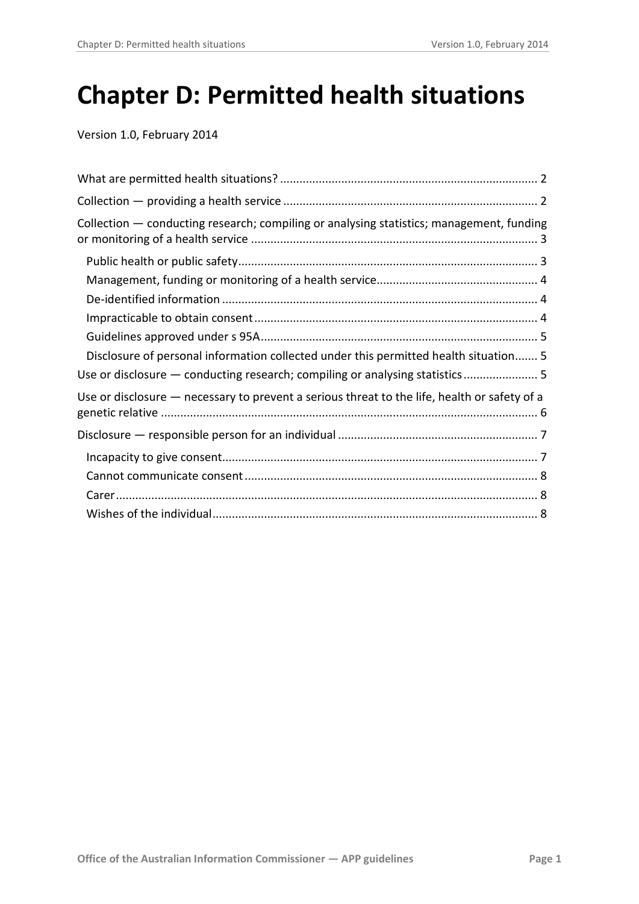# Chapter D: Permitted health situations

Version 1.0, February 2014

What are permitted health situations? ..... 2

Collection — providing a health service ..... 2

Collection — conducting research; compiling or analysing statistics; management, funding or monitoring of a health service ..... 3

- Public health or public safety ..... 3
- Management, funding or monitoring of a health service ..... 4
- De-identified information ..... 4
- Impracticable to obtain consent ..... 4
- Guidelines approved under s 95A ..... 5
- Disclosure of personal information collected under this permitted health situation ..... 5

Use or disclosure — conducting research; compiling or analysing statistics ..... 5

Use or disclosure — necessary to prevent a serious threat to the life, health or safety of a genetic relative ..... 6

Disclosure — responsible person for an individual ..... 7

- Incapacity to give consent ..... 7
- Cannot communicate consent ..... 8
- Carer ..... 8
- Wishes of the individual ..... 8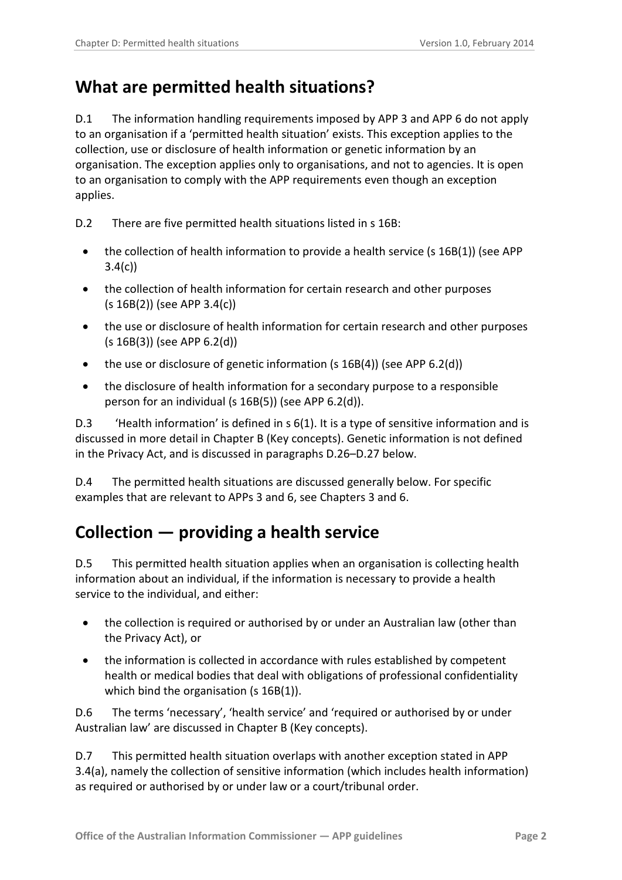## What are permitted health situations?

D.1 The information handling requirements imposed by APP 3 and APP 6 do not apply to an organisation if a 'permitted health situation' exists. This exception applies to the collection, use or disclosure of health information or genetic information by an organisation. The exception applies only to organisations, and not to agencies. It is open to an organisation to comply with the APP requirements even though an exception applies.

D.2 There are five permitted health situations listed in s 16B:

- the collection of health information to provide a health service (s 16B(1)) (see APP 3.4(c))
- the collection of health information for certain research and other purposes (s 16B(2)) (see APP 3.4(c))
- the use or disclosure of health information for certain research and other purposes (s 16B(3)) (see APP 6.2(d))
- the use or disclosure of genetic information (s 16B(4)) (see APP 6.2(d))
- the disclosure of health information for a secondary purpose to a responsible person for an individual (s 16B(5)) (see APP 6.2(d)).

D.3 'Health information' is defined in s 6(1). It is a type of sensitive information and is discussed in more detail in Chapter B (Key concepts). Genetic information is not defined in the Privacy Act, and is discussed in paragraphs D.26–D.27 below.

D.4 The permitted health situations are discussed generally below. For specific examples that are relevant to APPs 3 and 6, see Chapters 3 and 6.

## Collection — providing a health service

D.5 This permitted health situation applies when an organisation is collecting health information about an individual, if the information is necessary to provide a health service to the individual, and either:

- the collection is required or authorised by or under an Australian law (other than the Privacy Act), or
- the information is collected in accordance with rules established by competent health or medical bodies that deal with obligations of professional confidentiality which bind the organisation (s 16B(1)).

D.6 The terms 'necessary', 'health service' and 'required or authorised by or under Australian law' are discussed in Chapter B (Key concepts).

D.7 This permitted health situation overlaps with another exception stated in APP 3.4(a), namely the collection of sensitive information (which includes health information) as required or authorised by or under law or a court/tribunal order.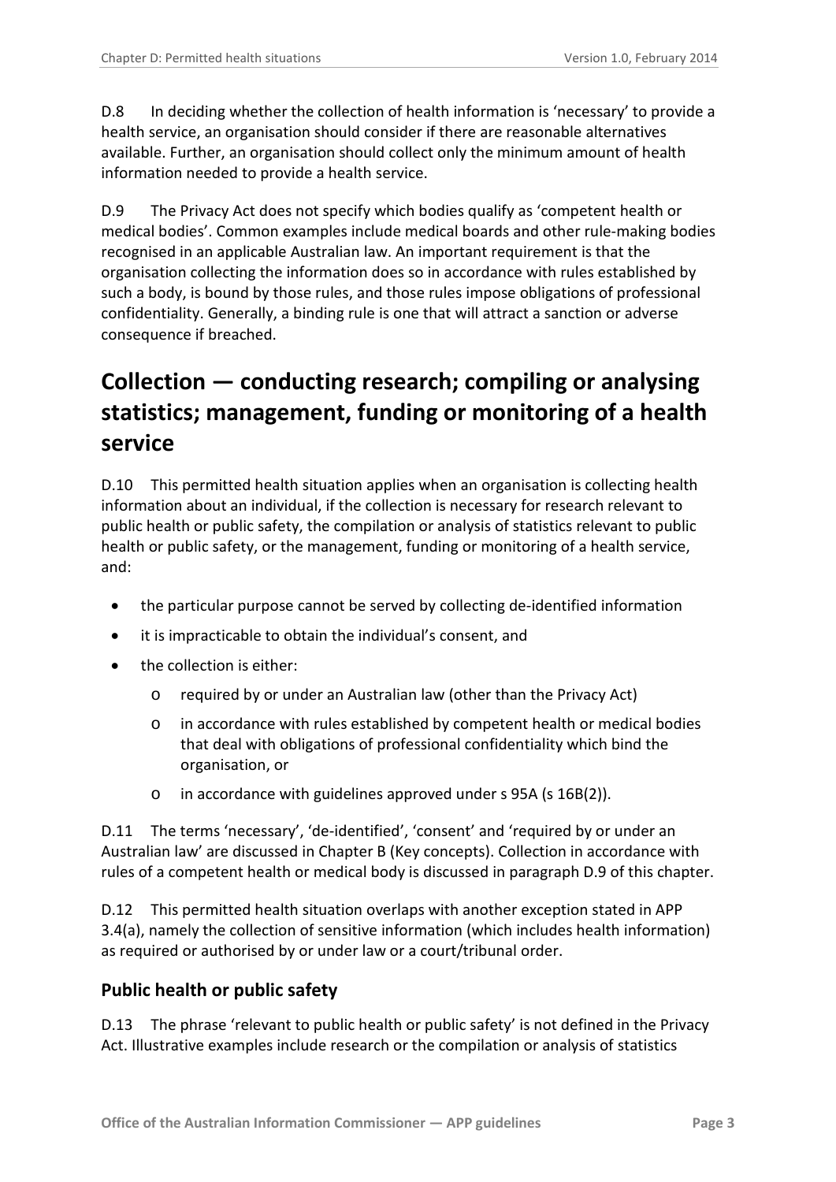D.8 In deciding whether the collection of health information is 'necessary' to provide a health service, an organisation should consider if there are reasonable alternatives available. Further, an organisation should collect only the minimum amount of health information needed to provide a health service.

D.9 The Privacy Act does not specify which bodies qualify as 'competent health or medical bodies'. Common examples include medical boards and other rule-making bodies recognised in an applicable Australian law. An important requirement is that the organisation collecting the information does so in accordance with rules established by such a body, is bound by those rules, and those rules impose obligations of professional confidentiality. Generally, a binding rule is one that will attract a sanction or adverse consequence if breached.

# Collection — conducting research; compiling or analysing statistics; management, funding or monitoring of a health service

D.10 This permitted health situation applies when an organisation is collecting health information about an individual, if the collection is necessary for research relevant to public health or public safety, the compilation or analysis of statistics relevant to public health or public safety, or the management, funding or monitoring of a health service, and:

- the particular purpose cannot be served by collecting de-identified information
- it is impracticable to obtain the individual's consent, and
- the collection is either:
  - required by or under an Australian law (other than the Privacy Act)
  - in accordance with rules established by competent health or medical bodies that deal with obligations of professional confidentiality which bind the organisation, or
  - in accordance with guidelines approved under s 95A (s 16B(2)).

D.11 The terms 'necessary', 'de-identified', 'consent' and 'required by or under an Australian law' are discussed in Chapter B (Key concepts). Collection in accordance with rules of a competent health or medical body is discussed in paragraph D.9 of this chapter.

D.12 This permitted health situation overlaps with another exception stated in APP 3.4(a), namely the collection of sensitive information (which includes health information) as required or authorised by or under law or a court/tribunal order.

## Public health or public safety

D.13 The phrase 'relevant to public health or public safety' is not defined in the Privacy Act. Illustrative examples include research or the compilation or analysis of statistics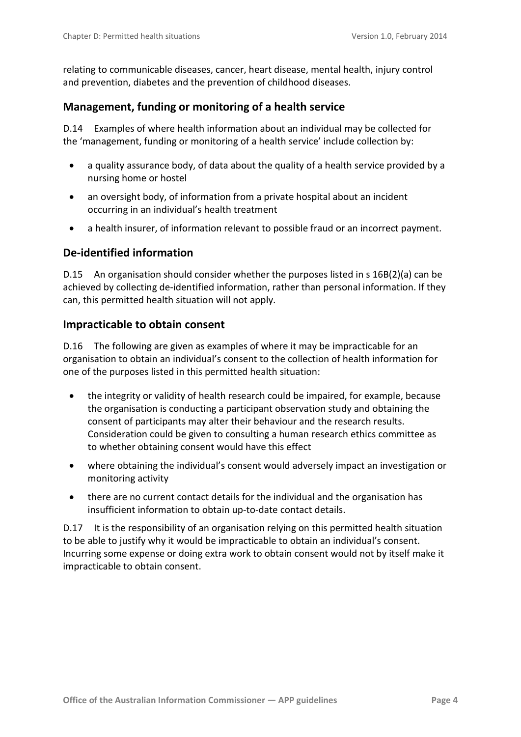relating to communicable diseases, cancer, heart disease, mental health, injury control and prevention, diabetes and the prevention of childhood diseases.

## Management, funding or monitoring of a health service

D.14 Examples of where health information about an individual may be collected for the 'management, funding or monitoring of a health service' include collection by:

- a quality assurance body, of data about the quality of a health service provided by a nursing home or hostel
- an oversight body, of information from a private hospital about an incident occurring in an individual's health treatment
- a health insurer, of information relevant to possible fraud or an incorrect payment.

## De-identified information

D.15 An organisation should consider whether the purposes listed in s 16B(2)(a) can be achieved by collecting de-identified information, rather than personal information. If they can, this permitted health situation will not apply.

## Impracticable to obtain consent

D.16 The following are given as examples of where it may be impracticable for an organisation to obtain an individual's consent to the collection of health information for one of the purposes listed in this permitted health situation:

- the integrity or validity of health research could be impaired, for example, because the organisation is conducting a participant observation study and obtaining the consent of participants may alter their behaviour and the research results. Consideration could be given to consulting a human research ethics committee as to whether obtaining consent would have this effect
- where obtaining the individual's consent would adversely impact an investigation or monitoring activity
- there are no current contact details for the individual and the organisation has insufficient information to obtain up-to-date contact details.

D.17 It is the responsibility of an organisation relying on this permitted health situation to be able to justify why it would be impracticable to obtain an individual's consent. Incurring some expense or doing extra work to obtain consent would not by itself make it impracticable to obtain consent.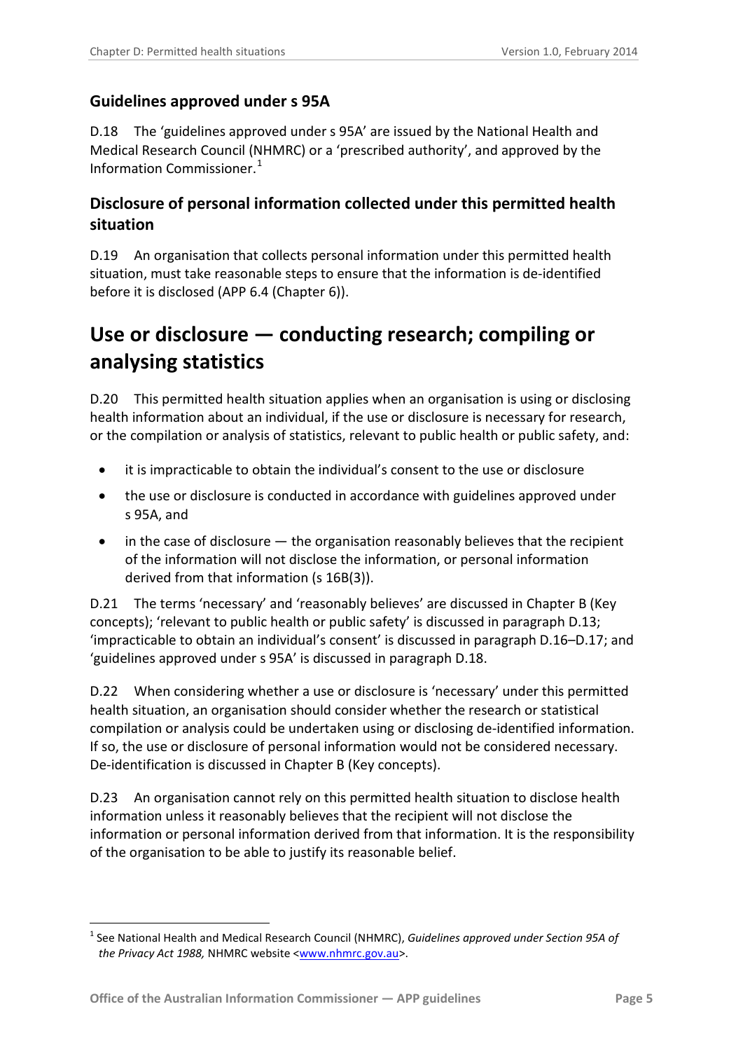### Guidelines approved under s 95A

D.18 The 'guidelines approved under s 95A' are issued by the National Health and Medical Research Council (NHMRC) or a 'prescribed authority', and approved by the Information Commissioner.[1]

### Disclosure of personal information collected under this permitted health situation

D.19 An organisation that collects personal information under this permitted health situation, must take reasonable steps to ensure that the information is de-identified before it is disclosed (APP 6.4 (Chapter 6)).

## Use or disclosure — conducting research; compiling or analysing statistics

D.20 This permitted health situation applies when an organisation is using or disclosing health information about an individual, if the use or disclosure is necessary for research, or the compilation or analysis of statistics, relevant to public health or public safety, and:

- it is impracticable to obtain the individual's consent to the use or disclosure
- the use or disclosure is conducted in accordance with guidelines approved under s 95A, and
- in the case of disclosure — the organisation reasonably believes that the recipient of the information will not disclose the information, or personal information derived from that information (s 16B(3)).

D.21 The terms 'necessary' and 'reasonably believes' are discussed in Chapter B (Key concepts); 'relevant to public health or public safety' is discussed in paragraph D.13; 'impracticable to obtain an individual's consent' is discussed in paragraph D.16–D.17; and 'guidelines approved under s 95A' is discussed in paragraph D.18.

D.22 When considering whether a use or disclosure is 'necessary' under this permitted health situation, an organisation should consider whether the research or statistical compilation or analysis could be undertaken using or disclosing de-identified information. If so, the use or disclosure of personal information would not be considered necessary. De-identification is discussed in Chapter B (Key concepts).

D.23 An organisation cannot rely on this permitted health situation to disclose health information unless it reasonably believes that the recipient will not disclose the information or personal information derived from that information. It is the responsibility of the organisation to be able to justify its reasonable belief.

---

[1] See National Health and Medical Research Council (NHMRC), *Guidelines approved under Section 95A of the Privacy Act 1988,* NHMRC website <www.nhmrc.gov.au>.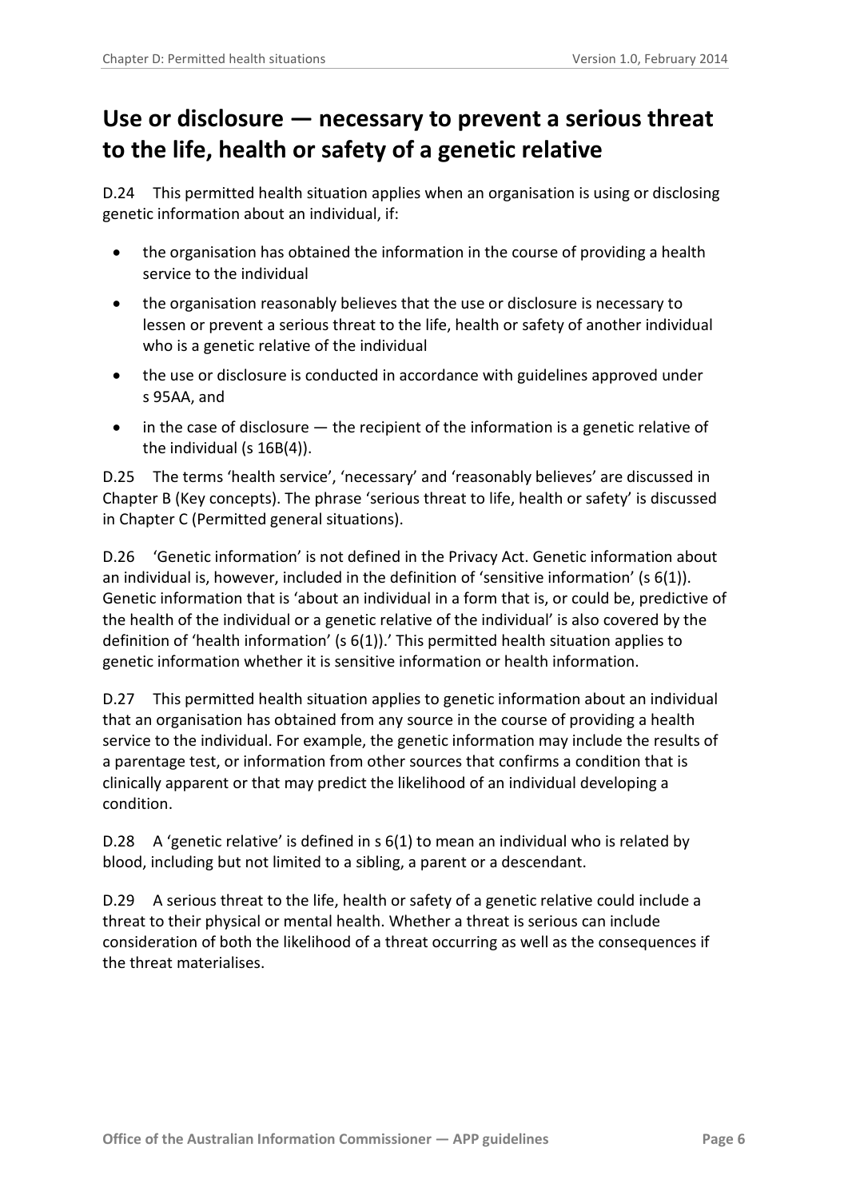## Use or disclosure — necessary to prevent a serious threat to the life, health or safety of a genetic relative

D.24 This permitted health situation applies when an organisation is using or disclosing genetic information about an individual, if:

- the organisation has obtained the information in the course of providing a health service to the individual
- the organisation reasonably believes that the use or disclosure is necessary to lessen or prevent a serious threat to the life, health or safety of another individual who is a genetic relative of the individual
- the use or disclosure is conducted in accordance with guidelines approved under s 95AA, and
- in the case of disclosure — the recipient of the information is a genetic relative of the individual (s 16B(4)).

D.25 The terms 'health service', 'necessary' and 'reasonably believes' are discussed in Chapter B (Key concepts). The phrase 'serious threat to life, health or safety' is discussed in Chapter C (Permitted general situations).

D.26 'Genetic information' is not defined in the Privacy Act. Genetic information about an individual is, however, included in the definition of 'sensitive information' (s 6(1)). Genetic information that is 'about an individual in a form that is, or could be, predictive of the health of the individual or a genetic relative of the individual' is also covered by the definition of 'health information' (s 6(1)).' This permitted health situation applies to genetic information whether it is sensitive information or health information.

D.27 This permitted health situation applies to genetic information about an individual that an organisation has obtained from any source in the course of providing a health service to the individual. For example, the genetic information may include the results of a parentage test, or information from other sources that confirms a condition that is clinically apparent or that may predict the likelihood of an individual developing a condition.

D.28 A 'genetic relative' is defined in s 6(1) to mean an individual who is related by blood, including but not limited to a sibling, a parent or a descendant.

D.29 A serious threat to the life, health or safety of a genetic relative could include a threat to their physical or mental health. Whether a threat is serious can include consideration of both the likelihood of a threat occurring as well as the consequences if the threat materialises.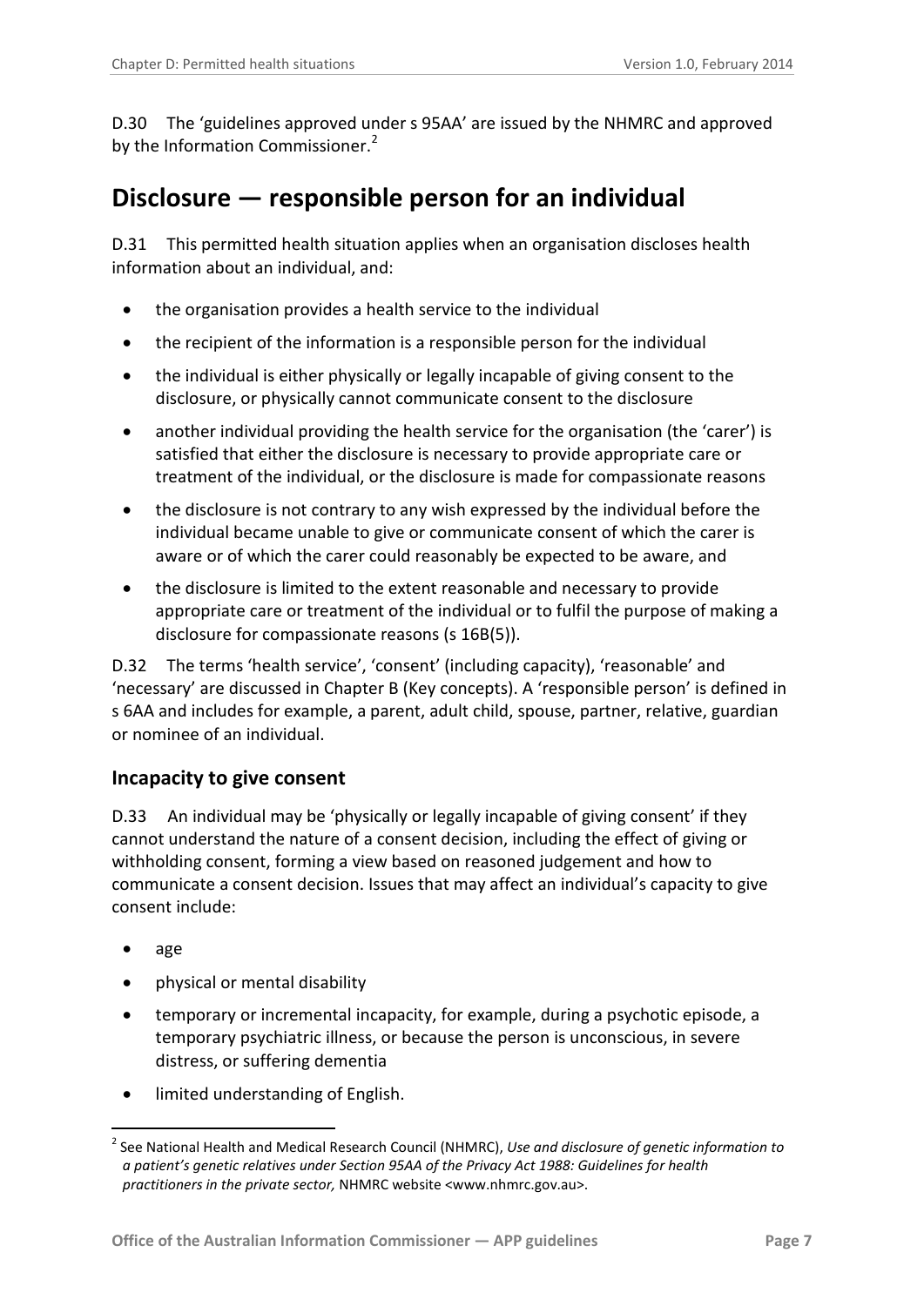D.30 The 'guidelines approved under s 95AA' are issued by the NHMRC and approved by the Information Commissioner.[2]

## Disclosure — responsible person for an individual

D.31 This permitted health situation applies when an organisation discloses health information about an individual, and:

- the organisation provides a health service to the individual
- the recipient of the information is a responsible person for the individual
- the individual is either physically or legally incapable of giving consent to the disclosure, or physically cannot communicate consent to the disclosure
- another individual providing the health service for the organisation (the 'carer') is satisfied that either the disclosure is necessary to provide appropriate care or treatment of the individual, or the disclosure is made for compassionate reasons
- the disclosure is not contrary to any wish expressed by the individual before the individual became unable to give or communicate consent of which the carer is aware or of which the carer could reasonably be expected to be aware, and
- the disclosure is limited to the extent reasonable and necessary to provide appropriate care or treatment of the individual or to fulfil the purpose of making a disclosure for compassionate reasons (s 16B(5)).

D.32 The terms 'health service', 'consent' (including capacity), 'reasonable' and 'necessary' are discussed in Chapter B (Key concepts). A 'responsible person' is defined in s 6AA and includes for example, a parent, adult child, spouse, partner, relative, guardian or nominee of an individual.

### Incapacity to give consent

D.33 An individual may be 'physically or legally incapable of giving consent' if they cannot understand the nature of a consent decision, including the effect of giving or withholding consent, forming a view based on reasoned judgement and how to communicate a consent decision. Issues that may affect an individual's capacity to give consent include:

- age
- physical or mental disability
- temporary or incremental incapacity, for example, during a psychotic episode, a temporary psychiatric illness, or because the person is unconscious, in severe distress, or suffering dementia
- limited understanding of English.

---

[2] See National Health and Medical Research Council (NHMRC), *Use and disclosure of genetic information to a patient's genetic relatives under Section 95AA of the Privacy Act 1988: Guidelines for health practitioners in the private sector,* NHMRC website <www.nhmrc.gov.au>.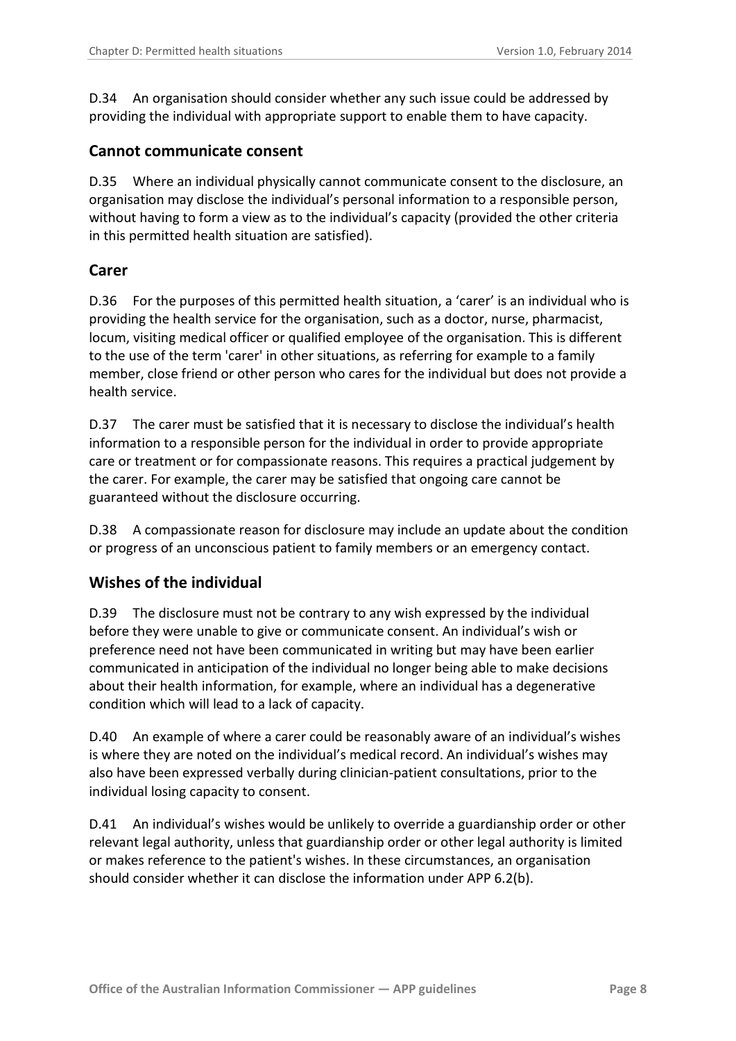D.34 An organisation should consider whether any such issue could be addressed by providing the individual with appropriate support to enable them to have capacity.

### Cannot communicate consent

D.35 Where an individual physically cannot communicate consent to the disclosure, an organisation may disclose the individual's personal information to a responsible person, without having to form a view as to the individual's capacity (provided the other criteria in this permitted health situation are satisfied).

### Carer

D.36 For the purposes of this permitted health situation, a 'carer' is an individual who is providing the health service for the organisation, such as a doctor, nurse, pharmacist, locum, visiting medical officer or qualified employee of the organisation. This is different to the use of the term 'carer' in other situations, as referring for example to a family member, close friend or other person who cares for the individual but does not provide a health service.

D.37 The carer must be satisfied that it is necessary to disclose the individual's health information to a responsible person for the individual in order to provide appropriate care or treatment or for compassionate reasons. This requires a practical judgement by the carer. For example, the carer may be satisfied that ongoing care cannot be guaranteed without the disclosure occurring.

D.38 A compassionate reason for disclosure may include an update about the condition or progress of an unconscious patient to family members or an emergency contact.

## Wishes of the individual

D.39 The disclosure must not be contrary to any wish expressed by the individual before they were unable to give or communicate consent. An individual's wish or preference need not have been communicated in writing but may have been earlier communicated in anticipation of the individual no longer being able to make decisions about their health information, for example, where an individual has a degenerative condition which will lead to a lack of capacity.

D.40 An example of where a carer could be reasonably aware of an individual's wishes is where they are noted on the individual's medical record. An individual's wishes may also have been expressed verbally during clinician-patient consultations, prior to the individual losing capacity to consent.

D.41 An individual's wishes would be unlikely to override a guardianship order or other relevant legal authority, unless that guardianship order or other legal authority is limited or makes reference to the patient's wishes. In these circumstances, an organisation should consider whether it can disclose the information under APP 6.2(b).